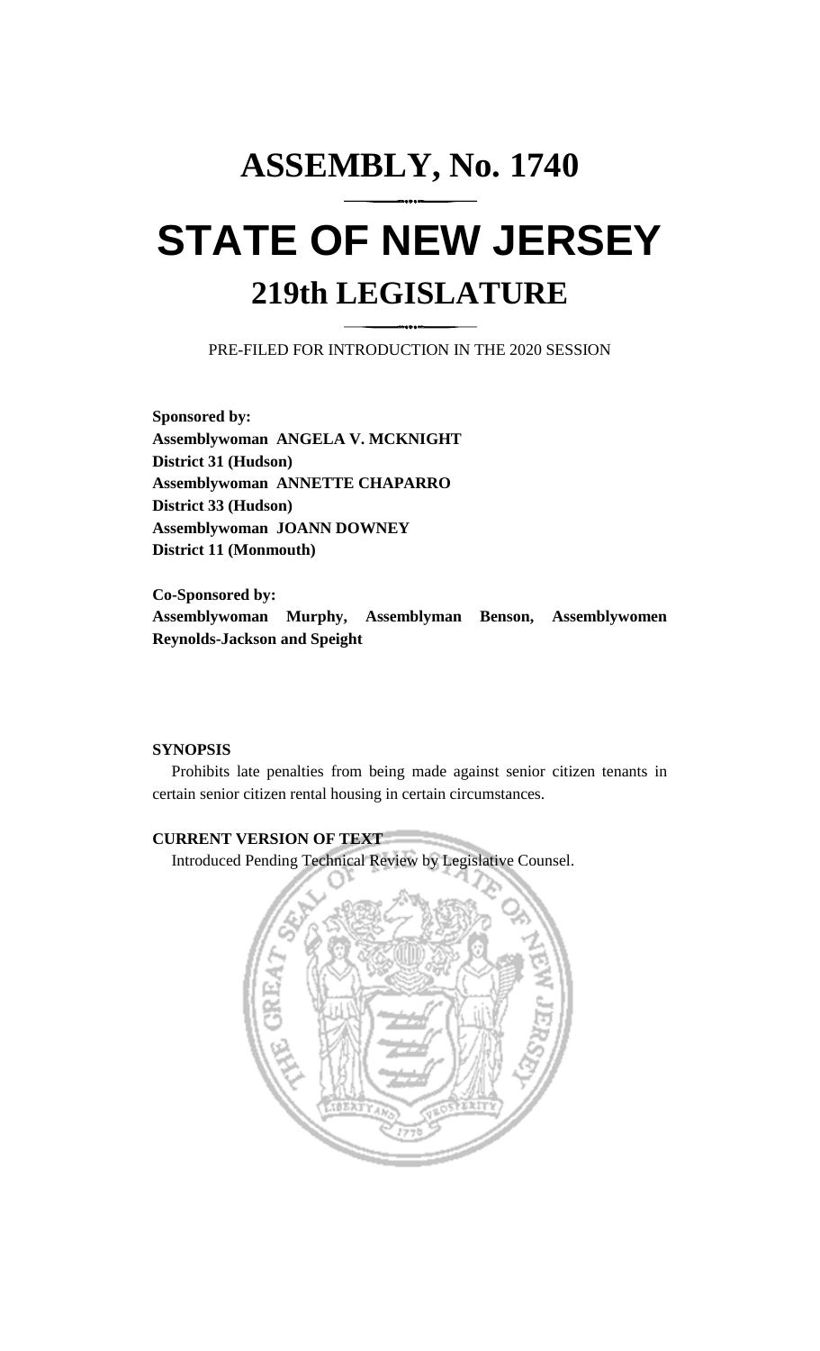# ASSEMBLY, No. 1740

# STATE OF NEW JERSEY

## 219th LEGISLATURE

PRE-FILED FOR INTRODUCTION IN THE 2020 SESSION

**Sponsored by:**
**Assemblywoman ANGELA V. MCKNIGHT**
**District 31 (Hudson)**
**Assemblywoman ANNETTE CHAPARRO**
**District 33 (Hudson)**
**Assemblywoman JOANN DOWNEY**
**District 11 (Monmouth)**

**Co-Sponsored by:**
**Assemblywoman Murphy, Assemblyman Benson, Assemblywomen Reynolds-Jackson and Speight**

**SYNOPSIS**

Prohibits late penalties from being made against senior citizen tenants in certain senior citizen rental housing in certain circumstances.

**CURRENT VERSION OF TEXT**

Introduced Pending Technical Review by Legislative Counsel.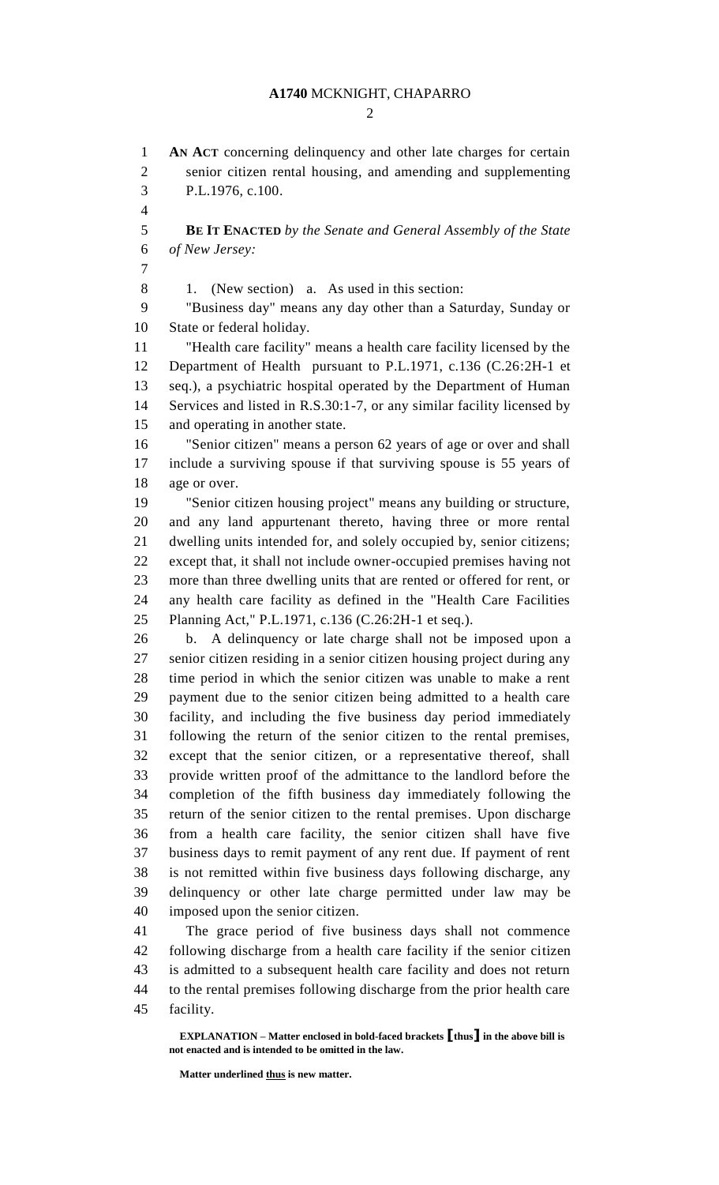**AN ACT** concerning delinquency and other late charges for certain senior citizen rental housing, and amending and supplementing P.L.1976, c.100.

**BE IT ENACTED** *by the Senate and General Assembly of the State of New Jersey:*

1. (New section) a. As used in this section:

"Business day" means any day other than a Saturday, Sunday or State or federal holiday.

"Health care facility" means a health care facility licensed by the Department of Health pursuant to P.L.1971, c.136 (C.26:2H-1 et seq.), a psychiatric hospital operated by the Department of Human Services and listed in R.S.30:1-7, or any similar facility licensed by and operating in another state.

"Senior citizen" means a person 62 years of age or over and shall include a surviving spouse if that surviving spouse is 55 years of age or over.

"Senior citizen housing project" means any building or structure, and any land appurtenant thereto, having three or more rental dwelling units intended for, and solely occupied by, senior citizens; except that, it shall not include owner-occupied premises having not more than three dwelling units that are rented or offered for rent, or any health care facility as defined in the "Health Care Facilities Planning Act," P.L.1971, c.136 (C.26:2H-1 et seq.).

b. A delinquency or late charge shall not be imposed upon a senior citizen residing in a senior citizen housing project during any time period in which the senior citizen was unable to make a rent payment due to the senior citizen being admitted to a health care facility, and including the five business day period immediately following the return of the senior citizen to the rental premises, except that the senior citizen, or a representative thereof, shall provide written proof of the admittance to the landlord before the completion of the fifth business day immediately following the return of the senior citizen to the rental premises. Upon discharge from a health care facility, the senior citizen shall have five business days to remit payment of any rent due. If payment of rent is not remitted within five business days following discharge, any delinquency or other late charge permitted under law may be imposed upon the senior citizen.

The grace period of five business days shall not commence following discharge from a health care facility if the senior citizen is admitted to a subsequent health care facility and does not return to the rental premises following discharge from the prior health care facility.

**EXPLANATION – Matter enclosed in bold-faced brackets [thus] in the above bill is not enacted and is intended to be omitted in the law.**

**Matter underlined thus is new matter.**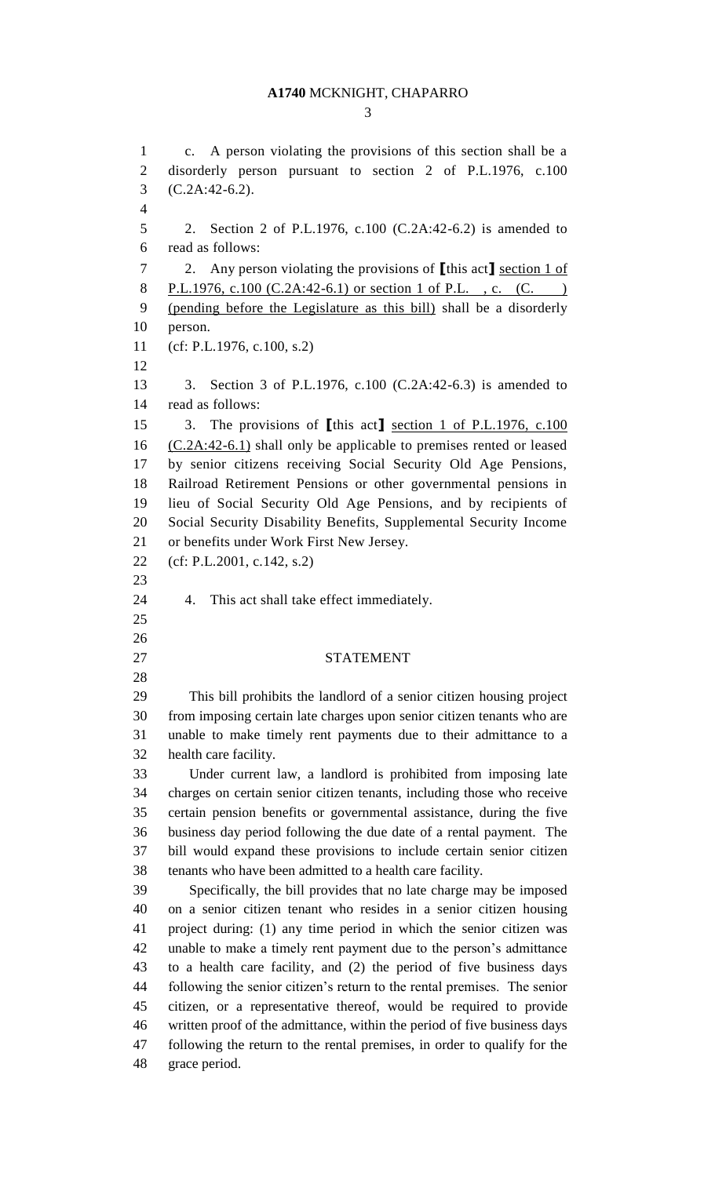c. A person violating the provisions of this section shall be a disorderly person pursuant to section 2 of P.L.1976, c.100 (C.2A:42-6.2).

2. Section 2 of P.L.1976, c.100 (C.2A:42-6.2) is amended to read as follows:

2. Any person violating the provisions of [this act] section 1 of P.L.1976, c.100 (C.2A:42-6.1) or section 1 of P.L. , c. (C. ) (pending before the Legislature as this bill) shall be a disorderly person.

(cf: P.L.1976, c.100, s.2)

3. Section 3 of P.L.1976, c.100 (C.2A:42-6.3) is amended to read as follows:

3. The provisions of [this act] section 1 of P.L.1976, c.100 (C.2A:42-6.1) shall only be applicable to premises rented or leased by senior citizens receiving Social Security Old Age Pensions, Railroad Retirement Pensions or other governmental pensions in lieu of Social Security Old Age Pensions, and by recipients of Social Security Disability Benefits, Supplemental Security Income or benefits under Work First New Jersey.

(cf: P.L.2001, c.142, s.2)

4. This act shall take effect immediately.

## STATEMENT

This bill prohibits the landlord of a senior citizen housing project from imposing certain late charges upon senior citizen tenants who are unable to make timely rent payments due to their admittance to a health care facility.

Under current law, a landlord is prohibited from imposing late charges on certain senior citizen tenants, including those who receive certain pension benefits or governmental assistance, during the five business day period following the due date of a rental payment. The bill would expand these provisions to include certain senior citizen tenants who have been admitted to a health care facility.

Specifically, the bill provides that no late charge may be imposed on a senior citizen tenant who resides in a senior citizen housing project during: (1) any time period in which the senior citizen was unable to make a timely rent payment due to the person's admittance to a health care facility, and (2) the period of five business days following the senior citizen's return to the rental premises. The senior citizen, or a representative thereof, would be required to provide written proof of the admittance, within the period of five business days following the return to the rental premises, in order to qualify for the grace period.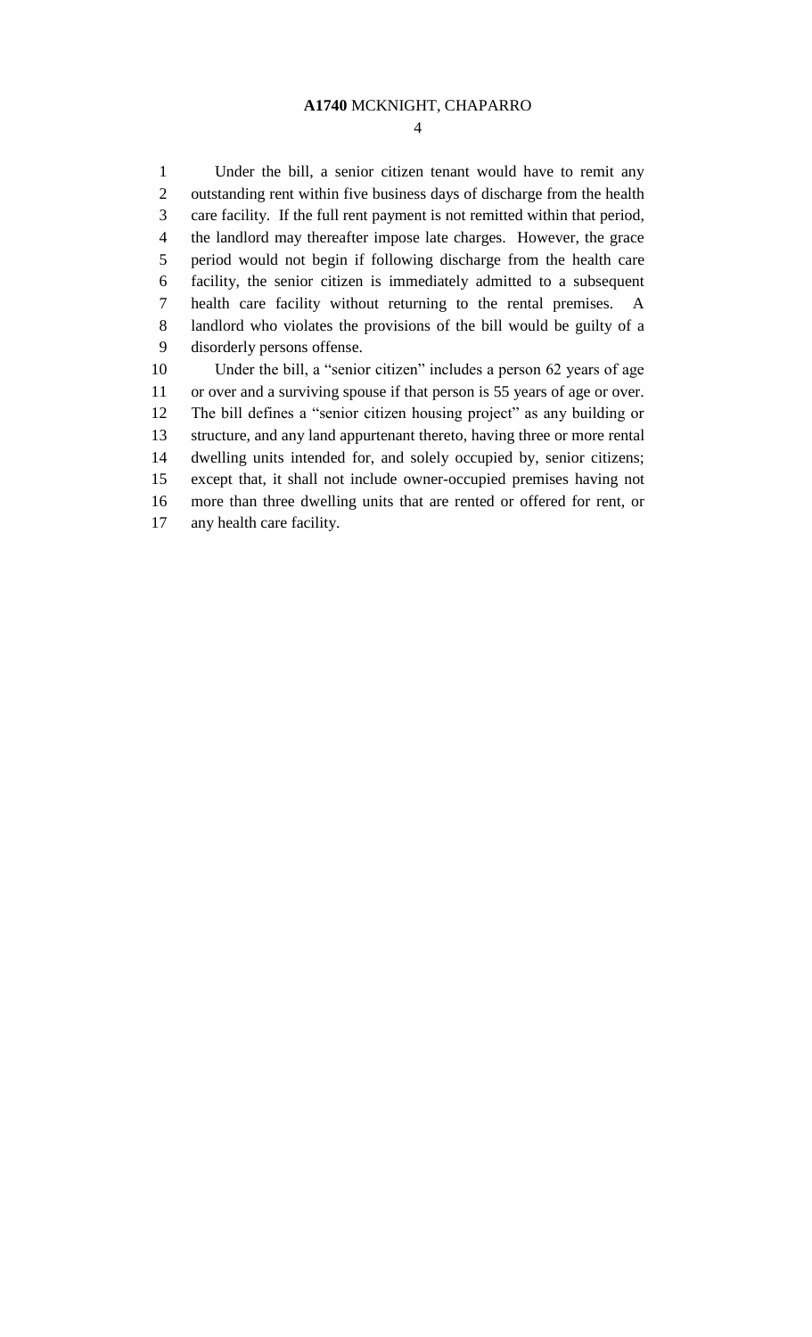Under the bill, a senior citizen tenant would have to remit any outstanding rent within five business days of discharge from the health care facility. If the full rent payment is not remitted within that period, the landlord may thereafter impose late charges. However, the grace period would not begin if following discharge from the health care facility, the senior citizen is immediately admitted to a subsequent health care facility without returning to the rental premises. A landlord who violates the provisions of the bill would be guilty of a disorderly persons offense.

Under the bill, a "senior citizen" includes a person 62 years of age or over and a surviving spouse if that person is 55 years of age or over. The bill defines a "senior citizen housing project" as any building or structure, and any land appurtenant thereto, having three or more rental dwelling units intended for, and solely occupied by, senior citizens; except that, it shall not include owner-occupied premises having not more than three dwelling units that are rented or offered for rent, or any health care facility.